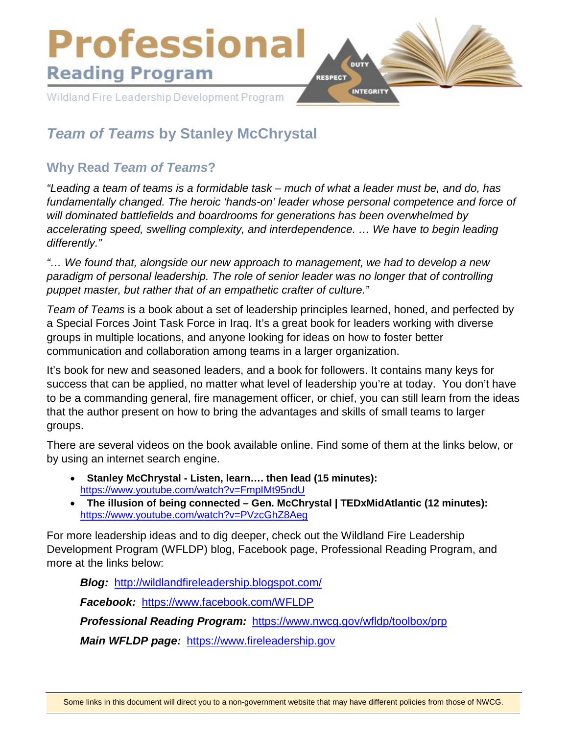# Professional

## Reading Program

Wildland Fire Leadership Development Program

DUTY RESPECT INTEGRITY

## *Team of Teams* by Stanley McChrystal

### Why Read *Team of Teams*?

*"Leading a team of teams is a formidable task – much of what a leader must be, and do, has fundamentally changed. The heroic 'hands-on' leader whose personal competence and force of will dominated battlefields and boardrooms for generations has been overwhelmed by accelerating speed, swelling complexity, and interdependence. … We have to begin leading differently."*

*"… We found that, alongside our new approach to management, we had to develop a new paradigm of personal leadership. The role of senior leader was no longer that of controlling puppet master, but rather that of an empathetic crafter of culture."*

*Team of Teams* is a book about a set of leadership principles learned, honed, and perfected by a Special Forces Joint Task Force in Iraq. It's a great book for leaders working with diverse groups in multiple locations, and anyone looking for ideas on how to foster better communication and collaboration among teams in a larger organization.

It's book for new and seasoned leaders, and a book for followers. It contains many keys for success that can be applied, no matter what level of leadership you're at today. You don't have to be a commanding general, fire management officer, or chief, you can still learn from the ideas that the author present on how to bring the advantages and skills of small teams to larger groups.

There are several videos on the book available online. Find some of them at the links below, or by using an internet search engine.

- **Stanley McChrystal - Listen, learn…. then lead (15 minutes):** https://www.youtube.com/watch?v=FmpIMt95ndU
- **The illusion of being connected – Gen. McChrystal | TEDxMidAtlantic (12 minutes):** https://www.youtube.com/watch?v=PVzcGhZ8Aeg

For more leadership ideas and to dig deeper, check out the Wildland Fire Leadership Development Program (WFLDP) blog, Facebook page, Professional Reading Program, and more at the links below:

***Blog:*** http://wildlandfireleadership.blogspot.com/

***Facebook:*** https://www.facebook.com/WFLDP

***Professional Reading Program:*** https://www.nwcg.gov/wfldp/toolbox/prp

***Main WFLDP page:*** https://www.fireleadership.gov

Some links in this document will direct you to a non-government website that may have different policies from those of NWCG.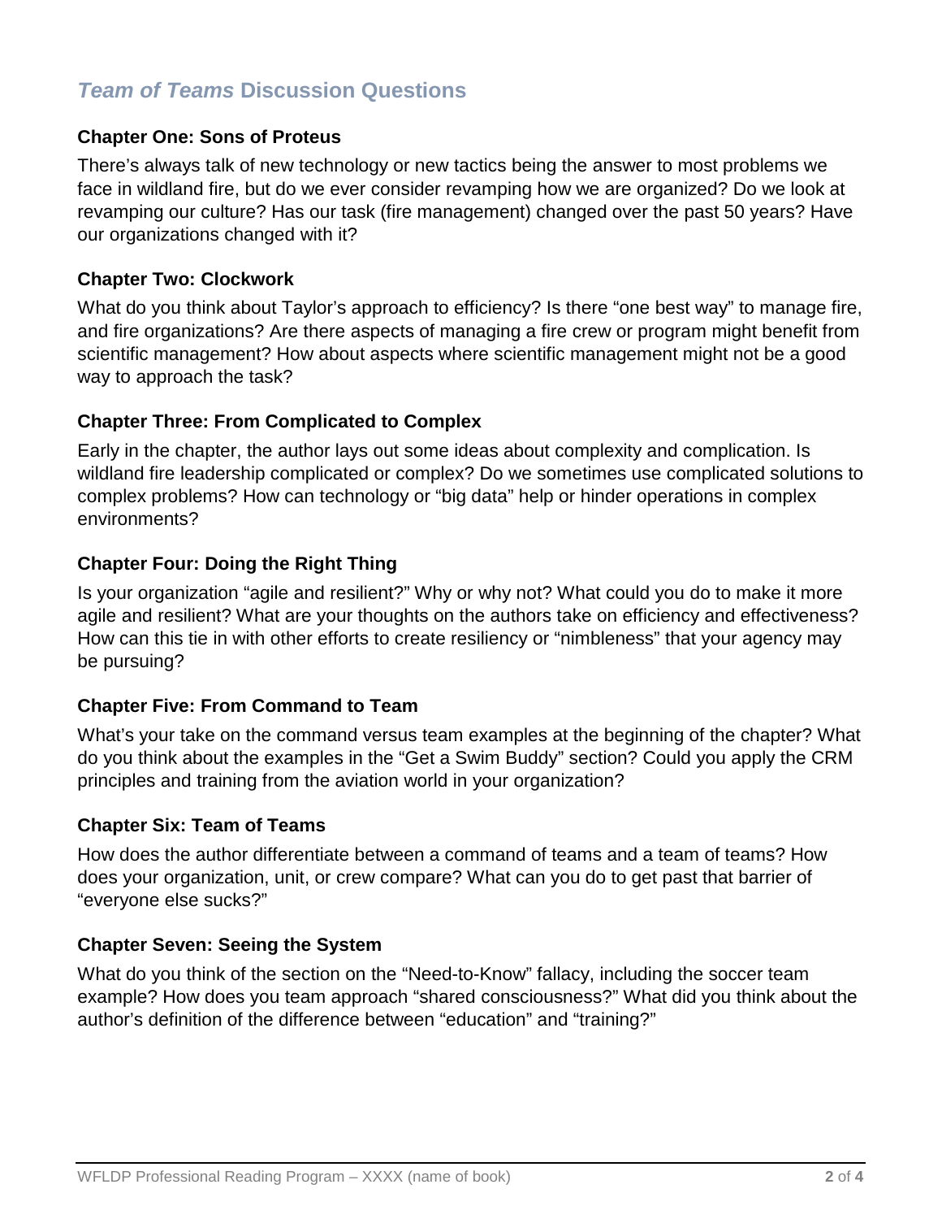## *Team of Teams* Discussion Questions

### Chapter One: Sons of Proteus

There's always talk of new technology or new tactics being the answer to most problems we face in wildland fire, but do we ever consider revamping how we are organized? Do we look at revamping our culture? Has our task (fire management) changed over the past 50 years? Have our organizations changed with it?

### Chapter Two: Clockwork

What do you think about Taylor's approach to efficiency? Is there "one best way" to manage fire, and fire organizations? Are there aspects of managing a fire crew or program might benefit from scientific management? How about aspects where scientific management might not be a good way to approach the task?

### Chapter Three: From Complicated to Complex

Early in the chapter, the author lays out some ideas about complexity and complication. Is wildland fire leadership complicated or complex? Do we sometimes use complicated solutions to complex problems? How can technology or "big data" help or hinder operations in complex environments?

### Chapter Four: Doing the Right Thing

Is your organization "agile and resilient?" Why or why not? What could you do to make it more agile and resilient? What are your thoughts on the authors take on efficiency and effectiveness? How can this tie in with other efforts to create resiliency or "nimbleness" that your agency may be pursuing?

### Chapter Five: From Command to Team

What's your take on the command versus team examples at the beginning of the chapter? What do you think about the examples in the "Get a Swim Buddy" section? Could you apply the CRM principles and training from the aviation world in your organization?

### Chapter Six: Team of Teams

How does the author differentiate between a command of teams and a team of teams? How does your organization, unit, or crew compare? What can you do to get past that barrier of "everyone else sucks?"

### Chapter Seven: Seeing the System

What do you think of the section on the "Need-to-Know" fallacy, including the soccer team example? How does you team approach "shared consciousness?" What did you think about the author's definition of the difference between "education" and "training?"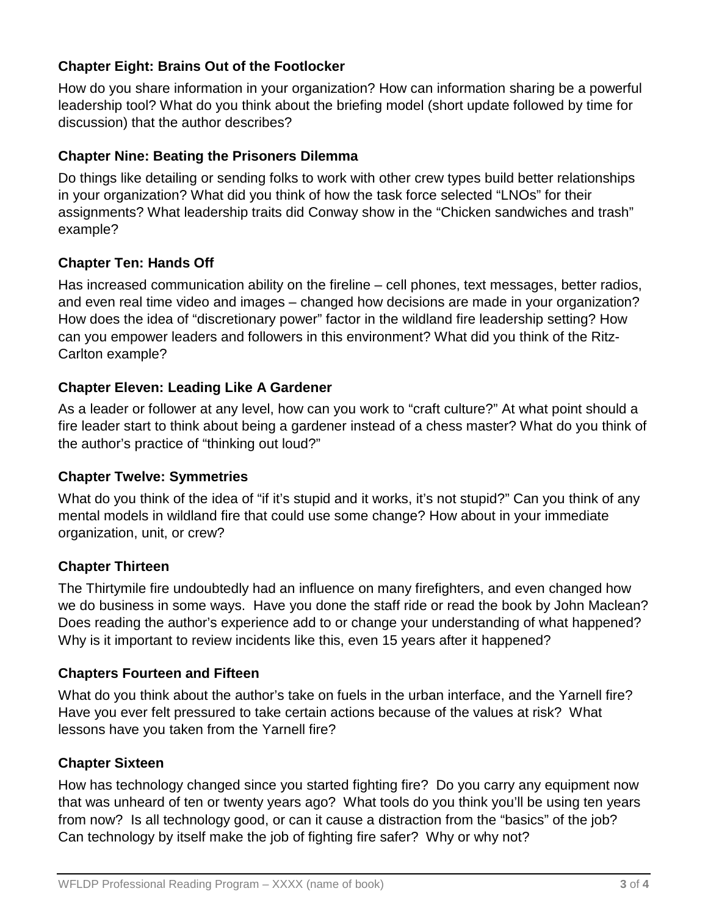### Chapter Eight: Brains Out of the Footlocker

How do you share information in your organization? How can information sharing be a powerful leadership tool? What do you think about the briefing model (short update followed by time for discussion) that the author describes?

### Chapter Nine: Beating the Prisoners Dilemma

Do things like detailing or sending folks to work with other crew types build better relationships in your organization? What did you think of how the task force selected "LNOs" for their assignments? What leadership traits did Conway show in the "Chicken sandwiches and trash" example?

### Chapter Ten: Hands Off

Has increased communication ability on the fireline – cell phones, text messages, better radios, and even real time video and images – changed how decisions are made in your organization? How does the idea of "discretionary power" factor in the wildland fire leadership setting? How can you empower leaders and followers in this environment? What did you think of the Ritz-Carlton example?

### Chapter Eleven: Leading Like A Gardener

As a leader or follower at any level, how can you work to "craft culture?" At what point should a fire leader start to think about being a gardener instead of a chess master? What do you think of the author's practice of "thinking out loud?"

### Chapter Twelve: Symmetries

What do you think of the idea of "if it's stupid and it works, it's not stupid?" Can you think of any mental models in wildland fire that could use some change? How about in your immediate organization, unit, or crew?

### Chapter Thirteen

The Thirtymile fire undoubtedly had an influence on many firefighters, and even changed how we do business in some ways. Have you done the staff ride or read the book by John Maclean? Does reading the author's experience add to or change your understanding of what happened? Why is it important to review incidents like this, even 15 years after it happened?

### Chapters Fourteen and Fifteen

What do you think about the author's take on fuels in the urban interface, and the Yarnell fire? Have you ever felt pressured to take certain actions because of the values at risk? What lessons have you taken from the Yarnell fire?

### Chapter Sixteen

How has technology changed since you started fighting fire? Do you carry any equipment now that was unheard of ten or twenty years ago? What tools do you think you'll be using ten years from now? Is all technology good, or can it cause a distraction from the "basics" of the job? Can technology by itself make the job of fighting fire safer? Why or why not?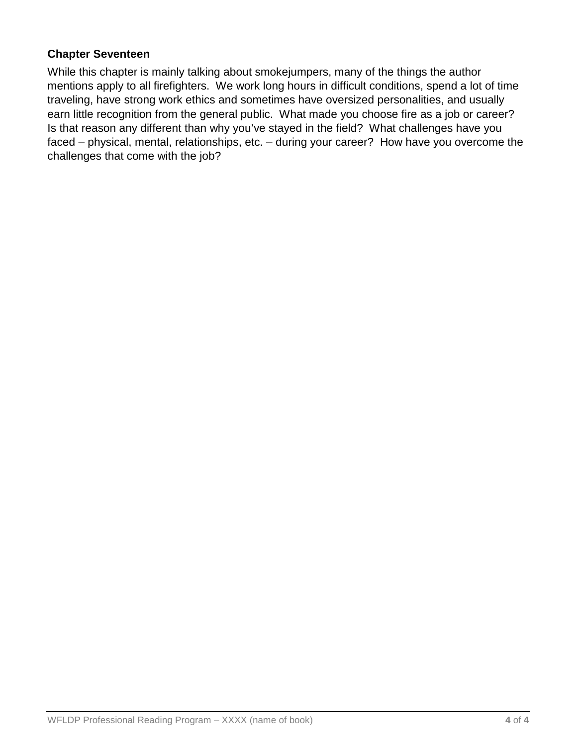### Chapter Seventeen

While this chapter is mainly talking about smokejumpers, many of the things the author mentions apply to all firefighters. We work long hours in difficult conditions, spend a lot of time traveling, have strong work ethics and sometimes have oversized personalities, and usually earn little recognition from the general public. What made you choose fire as a job or career? Is that reason any different than why you've stayed in the field? What challenges have you faced – physical, mental, relationships, etc. – during your career? How have you overcome the challenges that come with the job?